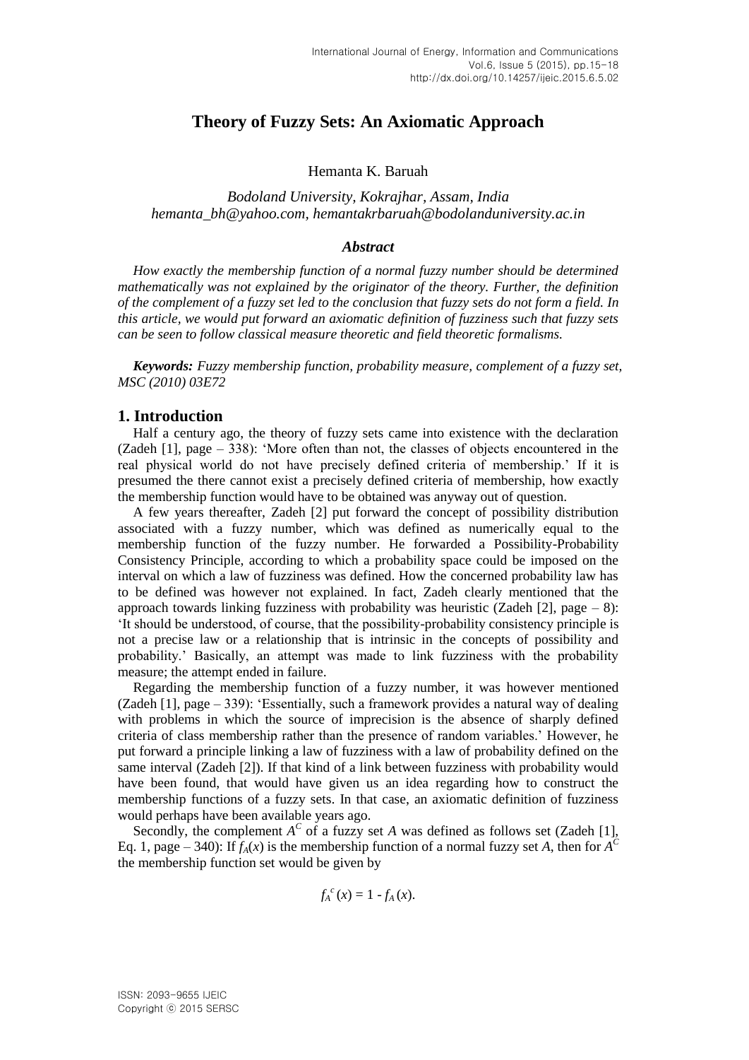# Theory of Fuzzy Sets: An Axiomatic Approach

Hemanta K. Baruah

*Bodoland University, Kokrajhar, Assam, India*
*hemanta_bh@yahoo.com, hemantakrbaruah@bodolanduniversity.ac.in*

### *Abstract*

*How exactly the membership function of a normal fuzzy number should be determined mathematically was not explained by the originator of the theory. Further, the definition of the complement of a fuzzy set led to the conclusion that fuzzy sets do not form a field. In this article, we would put forward an axiomatic definition of fuzziness such that fuzzy sets can be seen to follow classical measure theoretic and field theoretic formalisms.*

***Keywords:*** *Fuzzy membership function, probability measure, complement of a fuzzy set, MSC (2010) 03E72*

## 1. Introduction

Half a century ago, the theory of fuzzy sets came into existence with the declaration (Zadeh [1], page – 338): 'More often than not, the classes of objects encountered in the real physical world do not have precisely defined criteria of membership.' If it is presumed the there cannot exist a precisely defined criteria of membership, how exactly the membership function would have to be obtained was anyway out of question.

A few years thereafter, Zadeh [2] put forward the concept of possibility distribution associated with a fuzzy number, which was defined as numerically equal to the membership function of the fuzzy number. He forwarded a Possibility-Probability Consistency Principle, according to which a probability space could be imposed on the interval on which a law of fuzziness was defined. How the concerned probability law has to be defined was however not explained. In fact, Zadeh clearly mentioned that the approach towards linking fuzziness with probability was heuristic (Zadeh [2], page – 8): 'It should be understood, of course, that the possibility-probability consistency principle is not a precise law or a relationship that is intrinsic in the concepts of possibility and probability.' Basically, an attempt was made to link fuzziness with the probability measure; the attempt ended in failure.

Regarding the membership function of a fuzzy number, it was however mentioned (Zadeh [1], page – 339): 'Essentially, such a framework provides a natural way of dealing with problems in which the source of imprecision is the absence of sharply defined criteria of class membership rather than the presence of random variables.' However, he put forward a principle linking a law of fuzziness with a law of probability defined on the same interval (Zadeh [2]). If that kind of a link between fuzziness with probability would have been found, that would have given us an idea regarding how to construct the membership functions of a fuzzy sets. In that case, an axiomatic definition of fuzziness would perhaps have been available years ago.

Secondly, the complement $A^C$ of a fuzzy set $A$ was defined as follows set (Zadeh [1], Eq. 1, page – 340): If $f_A(x)$ is the membership function of a normal fuzzy set $A$, then for $A^C$ the membership function set would be given by

$$f_A^{\,c}(x) = 1 - f_A(x).$$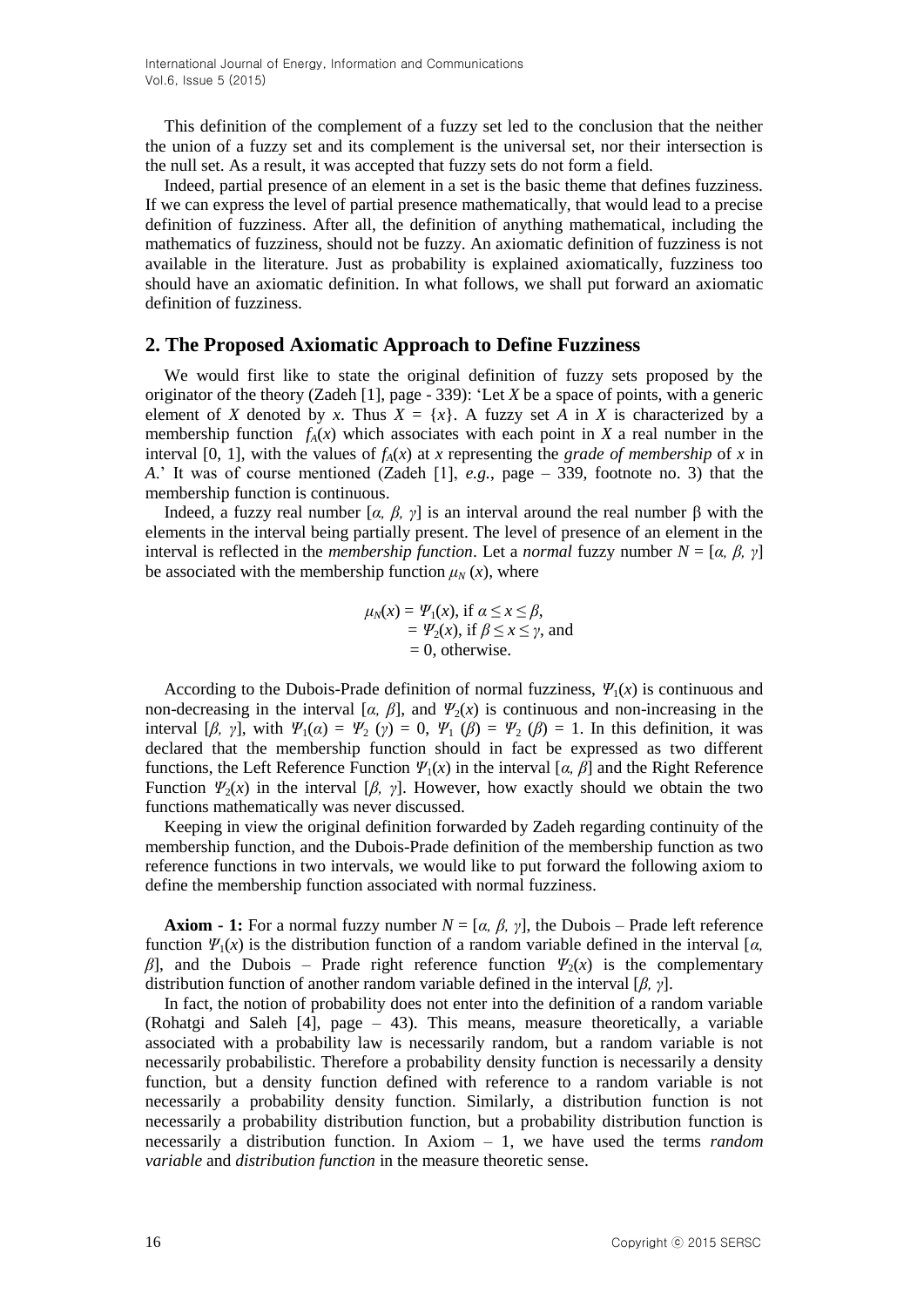This definition of the complement of a fuzzy set led to the conclusion that the neither the union of a fuzzy set and its complement is the universal set, nor their intersection is the null set. As a result, it was accepted that fuzzy sets do not form a field.

Indeed, partial presence of an element in a set is the basic theme that defines fuzziness. If we can express the level of partial presence mathematically, that would lead to a precise definition of fuzziness. After all, the definition of anything mathematical, including the mathematics of fuzziness, should not be fuzzy. An axiomatic definition of fuzziness is not available in the literature. Just as probability is explained axiomatically, fuzziness too should have an axiomatic definition. In what follows, we shall put forward an axiomatic definition of fuzziness.

## 2. The Proposed Axiomatic Approach to Define Fuzziness

We would first like to state the original definition of fuzzy sets proposed by the originator of the theory (Zadeh [1], page - 339): 'Let $X$ be a space of points, with a generic element of $X$ denoted by $x$. Thus $X = \{x\}$. A fuzzy set $A$ in $X$ is characterized by a membership function $f_A(x)$ which associates with each point in $X$ a real number in the interval [0, 1], with the values of $f_A(x)$ at $x$ representing the *grade of membership* of $x$ in $A$.' It was of course mentioned (Zadeh [1], *e.g.*, page – 339, footnote no. 3) that the membership function is continuous.

Indeed, a fuzzy real number $[\alpha, \beta, \gamma]$ is an interval around the real number β with the elements in the interval being partially present. The level of presence of an element in the interval is reflected in the *membership function*. Let a *normal* fuzzy number $N = [\alpha, \beta, \gamma]$ be associated with the membership function $\mu_N(x)$, where

$$
\begin{aligned}
\mu_N(x) &= \Psi_1(x), \text{ if } \alpha \leq x \leq \beta, \\
&= \Psi_2(x), \text{ if } \beta \leq x \leq \gamma, \text{ and} \\
&= 0, \text{ otherwise.}
\end{aligned}
$$

According to the Dubois-Prade definition of normal fuzziness, $\Psi_1(x)$ is continuous and non-decreasing in the interval $[\alpha, \beta]$, and $\Psi_2(x)$ is continuous and non-increasing in the interval $[\beta, \gamma]$, with $\Psi_1(\alpha) = \Psi_2(\gamma) = 0$, $\Psi_1(\beta) = \Psi_2(\beta) = 1$. In this definition, it was declared that the membership function should in fact be expressed as two different functions, the Left Reference Function $\Psi_1(x)$ in the interval $[\alpha, \beta]$ and the Right Reference Function $\Psi_2(x)$ in the interval $[\beta, \gamma]$. However, how exactly should we obtain the two functions mathematically was never discussed.

Keeping in view the original definition forwarded by Zadeh regarding continuity of the membership function, and the Dubois-Prade definition of the membership function as two reference functions in two intervals, we would like to put forward the following axiom to define the membership function associated with normal fuzziness.

**Axiom - 1:** For a normal fuzzy number $N = [\alpha, \beta, \gamma]$, the Dubois – Prade left reference function $\Psi_1(x)$ is the distribution function of a random variable defined in the interval $[\alpha, \beta]$, and the Dubois – Prade right reference function $\Psi_2(x)$ is the complementary distribution function of another random variable defined in the interval $[\beta, \gamma]$.

In fact, the notion of probability does not enter into the definition of a random variable (Rohatgi and Saleh [4], page – 43). This means, measure theoretically, a variable associated with a probability law is necessarily random, but a random variable is not necessarily probabilistic. Therefore a probability density function is necessarily a density function, but a density function defined with reference to a random variable is not necessarily a probability density function. Similarly, a distribution function is not necessarily a probability distribution function, but a probability distribution function is necessarily a distribution function. In Axiom – 1, we have used the terms *random variable* and *distribution function* in the measure theoretic sense.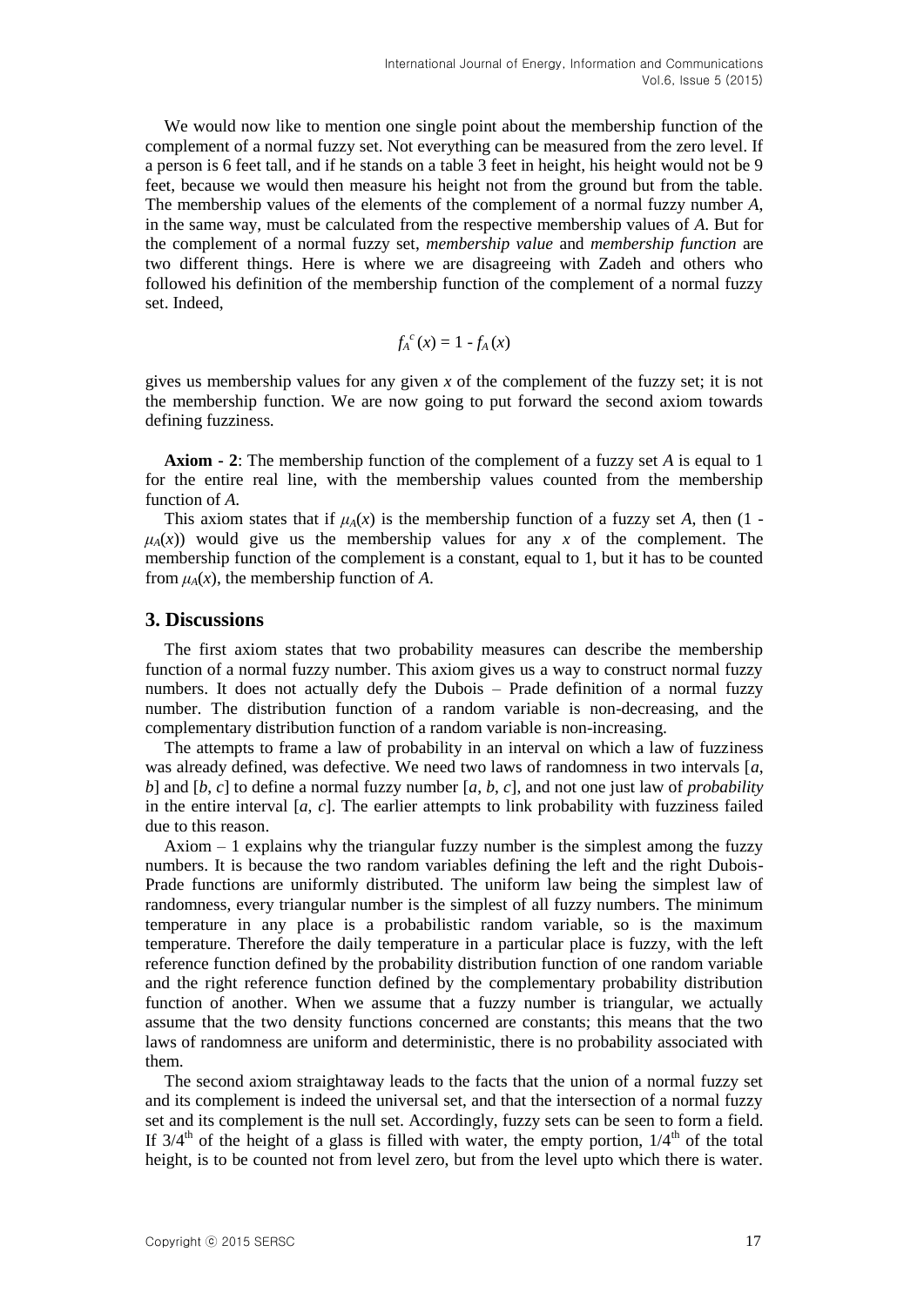We would now like to mention one single point about the membership function of the complement of a normal fuzzy set. Not everything can be measured from the zero level. If a person is 6 feet tall, and if he stands on a table 3 feet in height, his height would not be 9 feet, because we would then measure his height not from the ground but from the table. The membership values of the elements of the complement of a normal fuzzy number *A*, in the same way, must be calculated from the respective membership values of *A*. But for the complement of a normal fuzzy set, *membership value* and *membership function* are two different things. Here is where we are disagreeing with Zadeh and others who followed his definition of the membership function of the complement of a normal fuzzy set. Indeed,

$$f_A^{\,c}(x) = 1 - f_A(x)$$

gives us membership values for any given *x* of the complement of the fuzzy set; it is not the membership function. We are now going to put forward the second axiom towards defining fuzziness.

**Axiom - 2**: The membership function of the complement of a fuzzy set *A* is equal to 1 for the entire real line, with the membership values counted from the membership function of *A*.

This axiom states that if $\mu_A(x)$ is the membership function of a fuzzy set *A*, then $(1 - \mu_A(x))$ would give us the membership values for any *x* of the complement. The membership function of the complement is a constant, equal to 1, but it has to be counted from $\mu_A(x)$, the membership function of *A*.

## 3. Discussions

The first axiom states that two probability measures can describe the membership function of a normal fuzzy number. This axiom gives us a way to construct normal fuzzy numbers. It does not actually defy the Dubois – Prade definition of a normal fuzzy number. The distribution function of a random variable is non-decreasing, and the complementary distribution function of a random variable is non-increasing.

The attempts to frame a law of probability in an interval on which a law of fuzziness was already defined, was defective. We need two laws of randomness in two intervals $[a, b]$ and $[b, c]$ to define a normal fuzzy number $[a, b, c]$, and not one just law of *probability* in the entire interval $[a, c]$. The earlier attempts to link probability with fuzziness failed due to this reason.

Axiom – 1 explains why the triangular fuzzy number is the simplest among the fuzzy numbers. It is because the two random variables defining the left and the right Dubois-Prade functions are uniformly distributed. The uniform law being the simplest law of randomness, every triangular number is the simplest of all fuzzy numbers. The minimum temperature in any place is a probabilistic random variable, so is the maximum temperature. Therefore the daily temperature in a particular place is fuzzy, with the left reference function defined by the probability distribution function of one random variable and the right reference function defined by the complementary probability distribution function of another. When we assume that a fuzzy number is triangular, we actually assume that the two density functions concerned are constants; this means that the two laws of randomness are uniform and deterministic, there is no probability associated with them.

The second axiom straightaway leads to the facts that the union of a normal fuzzy set and its complement is indeed the universal set, and that the intersection of a normal fuzzy set and its complement is the null set. Accordingly, fuzzy sets can be seen to form a field. If $3/4^{th}$ of the height of a glass is filled with water, the empty portion, $1/4^{th}$ of the total height, is to be counted not from level zero, but from the level upto which there is water.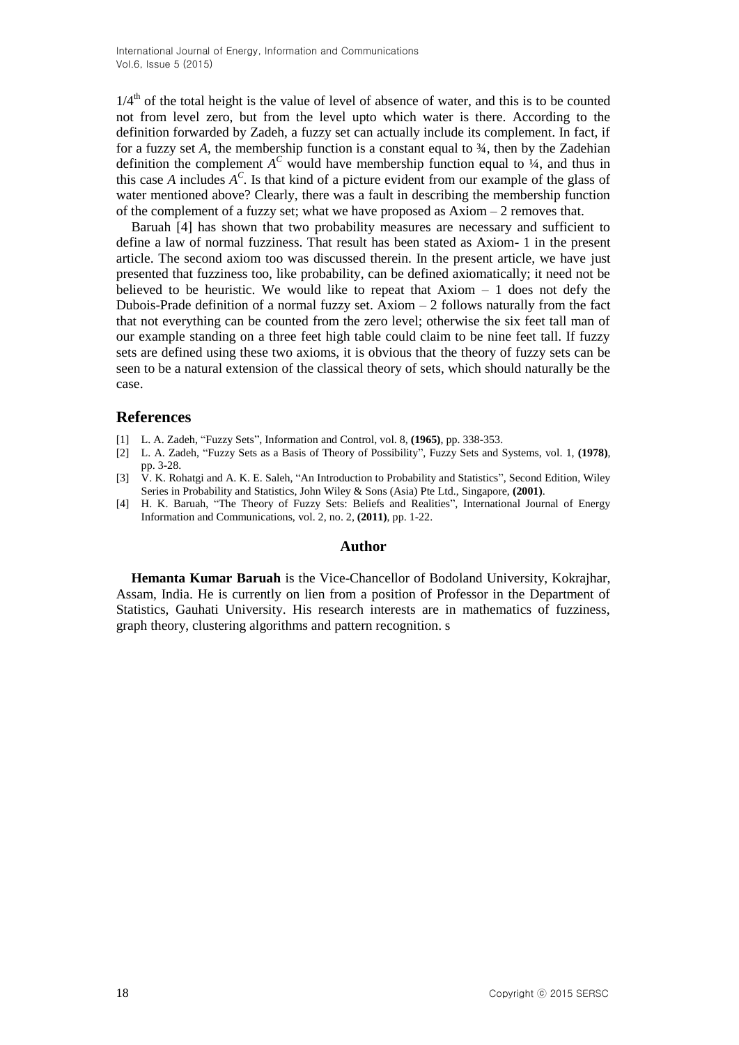$1/4^{th}$ of the total height is the value of level of absence of water, and this is to be counted not from level zero, but from the level upto which water is there. According to the definition forwarded by Zadeh, a fuzzy set can actually include its complement. In fact, if for a fuzzy set *A*, the membership function is a constant equal to ¾, then by the Zadehian definition the complement $A^C$ would have membership function equal to ¼, and thus in this case *A* includes $A^C$. Is that kind of a picture evident from our example of the glass of water mentioned above? Clearly, there was a fault in describing the membership function of the complement of a fuzzy set; what we have proposed as Axiom – 2 removes that.

Baruah [4] has shown that two probability measures are necessary and sufficient to define a law of normal fuzziness. That result has been stated as Axiom- 1 in the present article. The second axiom too was discussed therein. In the present article, we have just presented that fuzziness too, like probability, can be defined axiomatically; it need not be believed to be heuristic. We would like to repeat that Axiom – 1 does not defy the Dubois-Prade definition of a normal fuzzy set. Axiom – 2 follows naturally from the fact that not everything can be counted from the zero level; otherwise the six feet tall man of our example standing on a three feet high table could claim to be nine feet tall. If fuzzy sets are defined using these two axioms, it is obvious that the theory of fuzzy sets can be seen to be a natural extension of the classical theory of sets, which should naturally be the case.

## References

[1] L. A. Zadeh, "Fuzzy Sets", Information and Control, vol. 8, **(1965)**, pp. 338-353.

[2] L. A. Zadeh, "Fuzzy Sets as a Basis of Theory of Possibility", Fuzzy Sets and Systems, vol. 1, **(1978)**, pp. 3-28.

[3] V. K. Rohatgi and A. K. E. Saleh, "An Introduction to Probability and Statistics", Second Edition, Wiley Series in Probability and Statistics, John Wiley & Sons (Asia) Pte Ltd., Singapore, **(2001)**.

[4] H. K. Baruah, "The Theory of Fuzzy Sets: Beliefs and Realities", International Journal of Energy Information and Communications, vol. 2, no. 2, **(2011)**, pp. 1-22.

## Author

**Hemanta Kumar Baruah** is the Vice-Chancellor of Bodoland University, Kokrajhar, Assam, India. He is currently on lien from a position of Professor in the Department of Statistics, Gauhati University. His research interests are in mathematics of fuzziness, graph theory, clustering algorithms and pattern recognition. s